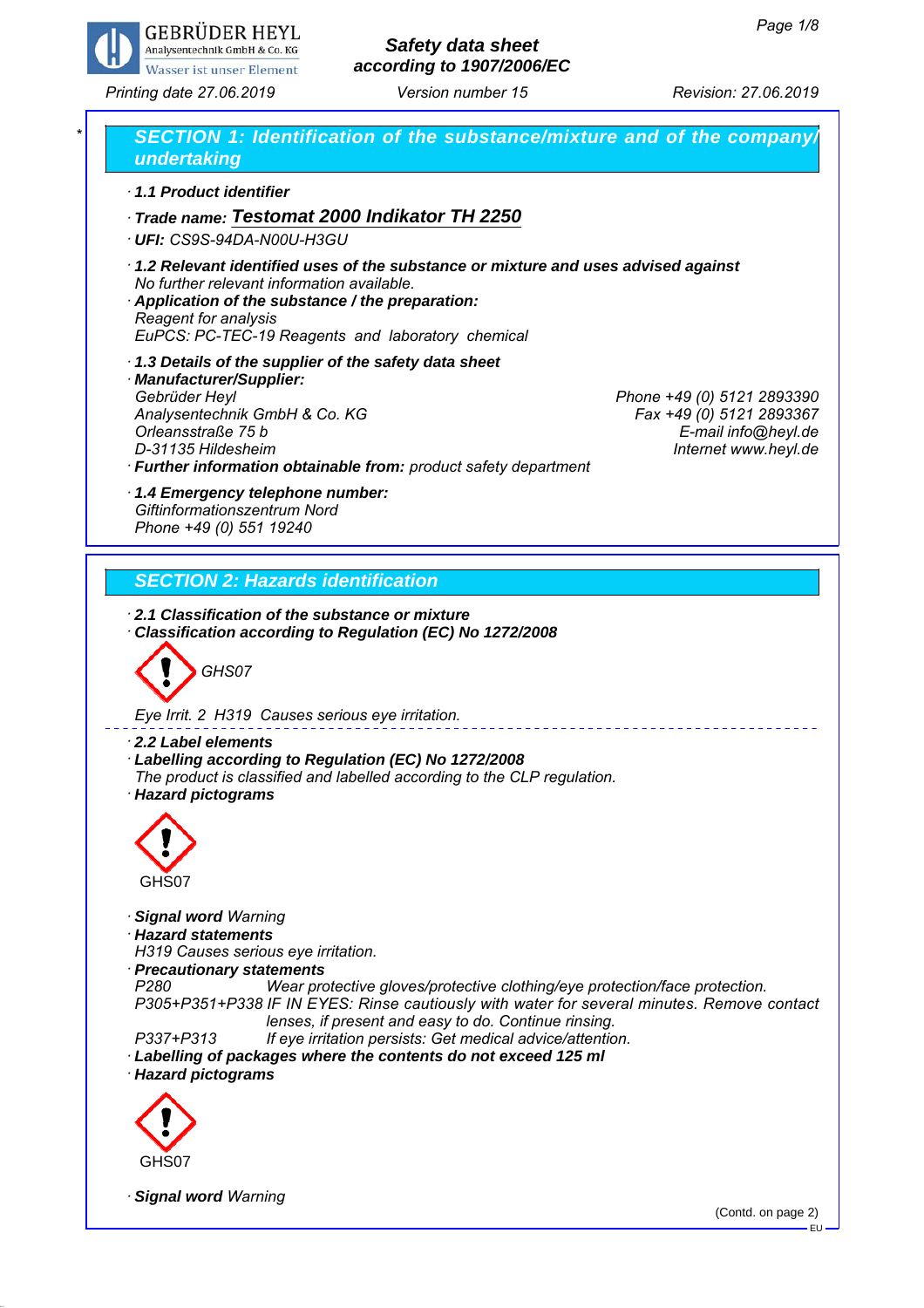GEBRÜDER HEYL
Analysentechnik GmbH & Co. KG
Wasser ist unser Element

# Safety data sheet according to 1907/2006/EC

Printing date 27.06.2019 Version number 15 Revision: 27.06.2019

## SECTION 1: Identification of the substance/mixture and of the company/undertaking

· **1.1 Product identifier**

· **Trade name: Testomat 2000 Indikator TH 2250**

· **UFI:** CS9S-94DA-N00U-H3GU

· **1.2 Relevant identified uses of the substance or mixture and uses advised against**
No further relevant information available.

· **Application of the substance / the preparation:**
Reagent for analysis
EuPCS: PC-TEC-19 Reagents and laboratory chemical

· **1.3 Details of the supplier of the safety data sheet**

· **Manufacturer/Supplier:**
Gebrüder Heyl
Analysentechnik GmbH & Co. KG
Orleansstraße 75 b
D-31135 Hildesheim
Phone +49 (0) 5121 2893390
Fax +49 (0) 5121 2893367
E-mail info@heyl.de
Internet www.heyl.de

· **Further information obtainable from:** product safety department

· **1.4 Emergency telephone number:**
Giftinformationszentrum Nord
Phone +49 (0) 551 19240

## SECTION 2: Hazards identification

· **2.1 Classification of the substance or mixture**

· **Classification according to Regulation (EC) No 1272/2008**

GHS07

Eye Irrit. 2 H319 Causes serious eye irritation.

· **2.2 Label elements**

· **Labelling according to Regulation (EC) No 1272/2008**
The product is classified and labelled according to the CLP regulation.

· **Hazard pictograms**

GHS07

· **Signal word** Warning

· **Hazard statements**
H319 Causes serious eye irritation.

· **Precautionary statements**

P280 Wear protective gloves/protective clothing/eye protection/face protection.
P305+P351+P338 IF IN EYES: Rinse cautiously with water for several minutes. Remove contact lenses, if present and easy to do. Continue rinsing.
P337+P313 If eye irritation persists: Get medical advice/attention.

· **Labelling of packages where the contents do not exceed 125 ml**

· **Hazard pictograms**

GHS07

· **Signal word** Warning

(Contd. on page 2)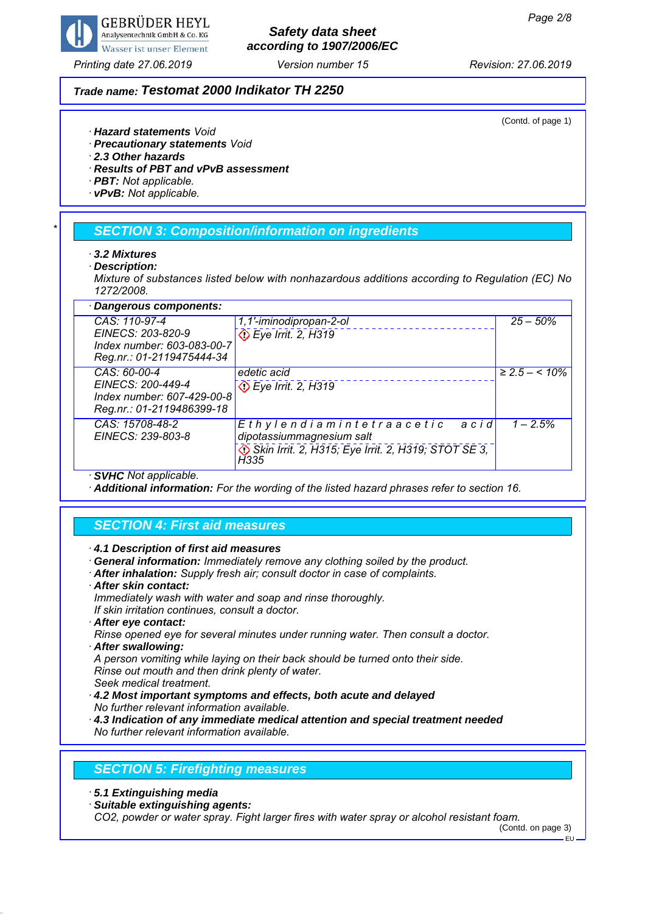**Trade name: Testomat 2000 Indikator TH 2250**

(Contd. of page 1)

· **Hazard statements** Void
· **Precautionary statements** Void
· **2.3 Other hazards**
· **Results of PBT and vPvB assessment**
· **PBT:** Not applicable.
· **vPvB:** Not applicable.

## SECTION 3: Composition/information on ingredients

· **3.2 Mixtures**
· **Description:**
Mixture of substances listed below with nonhazardous additions according to Regulation (EC) No 1272/2008.

· **Dangerous components:**

| Identifiers | Name / Classification | Concentration |
|---|---|---|
| CAS: 110-97-4<br>EINECS: 203-820-9<br>Index number: 603-083-00-7<br>Reg.nr.: 01-2119475444-34 | 1,1'-iminodipropan-2-ol<br>Eye Irrit. 2, H319 | 25 – 50% |
| CAS: 60-00-4<br>EINECS: 200-449-4<br>Index number: 607-429-00-8<br>Reg.nr.: 01-2119486399-18 | edetic acid<br>Eye Irrit. 2, H319 | ≥ 2.5 – < 10% |
| CAS: 15708-48-2<br>EINECS: 239-803-8 | Ethylendiamintetraacetic acid dipotassiummagnesium salt<br>Skin Irrit. 2, H315; Eye Irrit. 2, H319; STOT SE 3, H335 | 1 – 2.5% |

· **SVHC** Not applicable.
· **Additional information:** For the wording of the listed hazard phrases refer to section 16.

## SECTION 4: First aid measures

· **4.1 Description of first aid measures**
· **General information:** Immediately remove any clothing soiled by the product.
· **After inhalation:** Supply fresh air; consult doctor in case of complaints.
· **After skin contact:**
Immediately wash with water and soap and rinse thoroughly.
If skin irritation continues, consult a doctor.
· **After eye contact:**
Rinse opened eye for several minutes under running water. Then consult a doctor.
· **After swallowing:**
A person vomiting while laying on their back should be turned onto their side.
Rinse out mouth and then drink plenty of water.
Seek medical treatment.
· **4.2 Most important symptoms and effects, both acute and delayed**
No further relevant information available.
· **4.3 Indication of any immediate medical attention and special treatment needed**
No further relevant information available.

## SECTION 5: Firefighting measures

· **5.1 Extinguishing media**
· **Suitable extinguishing agents:**
$CO_2$, powder or water spray. Fight larger fires with water spray or alcohol resistant foam.

(Contd. on page 3)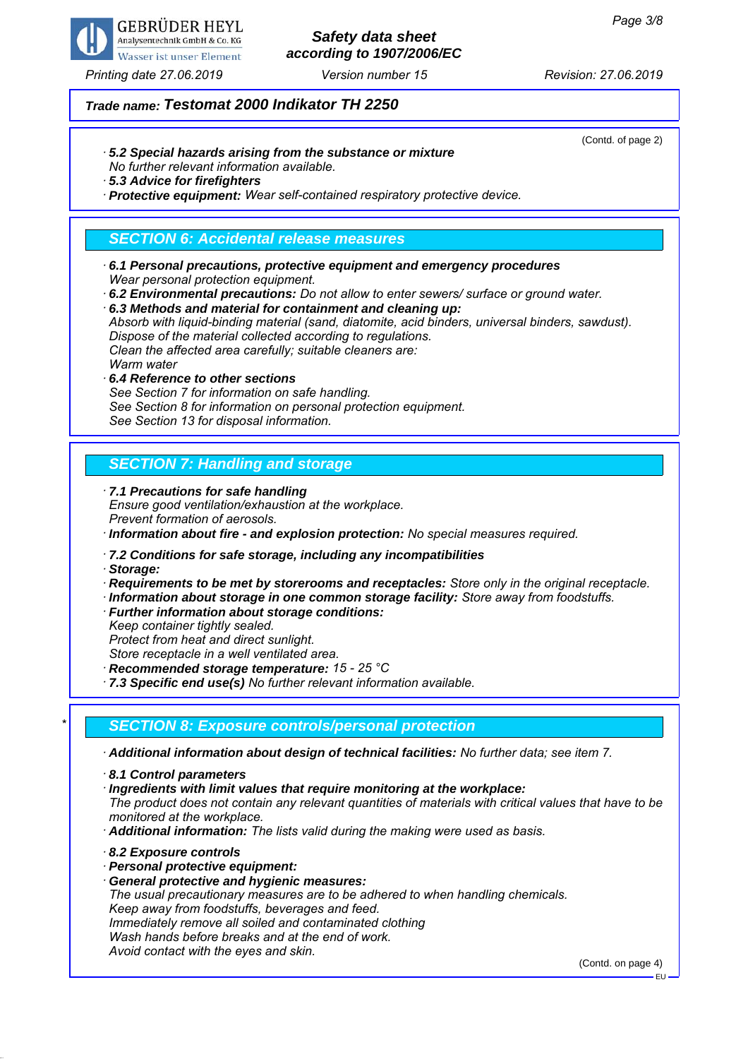**Trade name: Testomat 2000 Indikator TH 2250**

(Contd. of page 2)

· **5.2 Special hazards arising from the substance or mixture**
No further relevant information available.
· **5.3 Advice for firefighters**
· **Protective equipment:** Wear self-contained respiratory protective device.

## SECTION 6: Accidental release measures

· **6.1 Personal precautions, protective equipment and emergency procedures**
Wear personal protection equipment.
· **6.2 Environmental precautions:** Do not allow to enter sewers/ surface or ground water.
· **6.3 Methods and material for containment and cleaning up:**
Absorb with liquid-binding material (sand, diatomite, acid binders, universal binders, sawdust).
Dispose of the material collected according to regulations.
Clean the affected area carefully; suitable cleaners are:
Warm water
· **6.4 Reference to other sections**
See Section 7 for information on safe handling.
See Section 8 for information on personal protection equipment.
See Section 13 for disposal information.

## SECTION 7: Handling and storage

· **7.1 Precautions for safe handling**
Ensure good ventilation/exhaustion at the workplace.
Prevent formation of aerosols.
· **Information about fire - and explosion protection:** No special measures required.

· **7.2 Conditions for safe storage, including any incompatibilities**
· **Storage:**
· **Requirements to be met by storerooms and receptacles:** Store only in the original receptacle.
· **Information about storage in one common storage facility:** Store away from foodstuffs.
· **Further information about storage conditions:**
Keep container tightly sealed.
Protect from heat and direct sunlight.
Store receptacle in a well ventilated area.
· **Recommended storage temperature:** 15 - 25 °C
· **7.3 Specific end use(s)** No further relevant information available.

## * SECTION 8: Exposure controls/personal protection

· **Additional information about design of technical facilities:** No further data; see item 7.

· **8.1 Control parameters**
· **Ingredients with limit values that require monitoring at the workplace:**
The product does not contain any relevant quantities of materials with critical values that have to be monitored at the workplace.
· **Additional information:** The lists valid during the making were used as basis.

· **8.2 Exposure controls**
· **Personal protective equipment:**
· **General protective and hygienic measures:**
The usual precautionary measures are to be adhered to when handling chemicals.
Keep away from foodstuffs, beverages and feed.
Immediately remove all soiled and contaminated clothing
Wash hands before breaks and at the end of work.
Avoid contact with the eyes and skin.

(Contd. on page 4)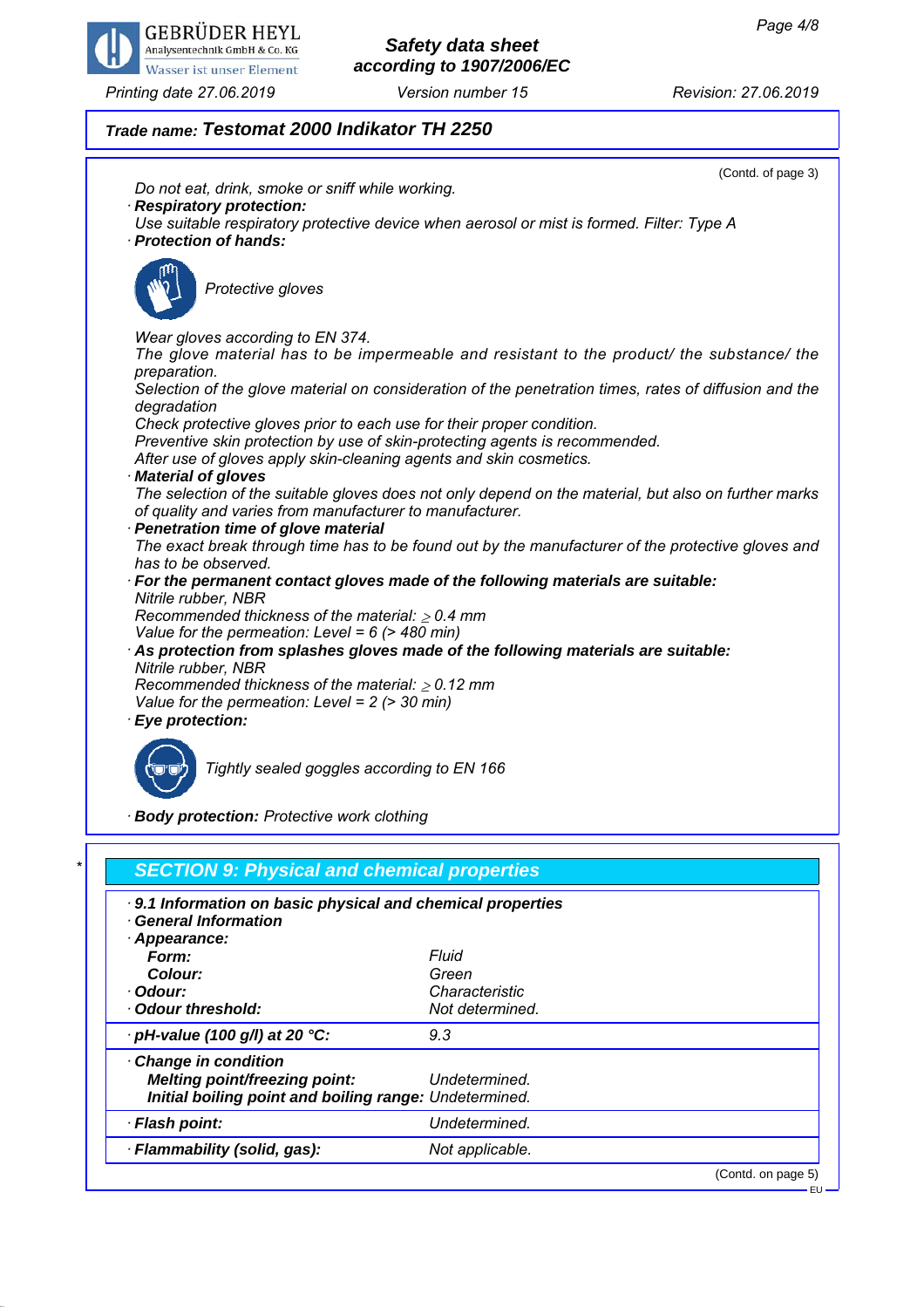## Trade name: Testomat 2000 Indikator TH 2250

(Contd. of page 3)

Do not eat, drink, smoke or sniff while working.

· **Respiratory protection:**
Use suitable respiratory protective device when aerosol or mist is formed. Filter: Type A

· **Protection of hands:**

Protective gloves

Wear gloves according to EN 374.
The glove material has to be impermeable and resistant to the product/ the substance/ the preparation.
Selection of the glove material on consideration of the penetration times, rates of diffusion and the degradation
Check protective gloves prior to each use for their proper condition.
Preventive skin protection by use of skin-protecting agents is recommended.
After use of gloves apply skin-cleaning agents and skin cosmetics.

· **Material of gloves**
The selection of the suitable gloves does not only depend on the material, but also on further marks of quality and varies from manufacturer to manufacturer.

· **Penetration time of glove material**
The exact break through time has to be found out by the manufacturer of the protective gloves and has to be observed.

· **For the permanent contact gloves made of the following materials are suitable:**
Nitrile rubber, NBR
Recommended thickness of the material: $\geq$ 0.4 mm
Value for the permeation: Level = 6 (> 480 min)

· **As protection from splashes gloves made of the following materials are suitable:**
Nitrile rubber, NBR
Recommended thickness of the material: $\geq$ 0.12 mm
Value for the permeation: Level = 2 (> 30 min)

· **Eye protection:**

Tightly sealed goggles according to EN 166

· **Body protection:** Protective work clothing

## * SECTION 9: Physical and chemical properties

· **9.1 Information on basic and chemical properties**
· **General Information**
· **Appearance:**

| | |
|---|---|
| **Form:** | Fluid |
| **Colour:** | Green |
| · **Odour:** | Characteristic |
| · **Odour threshold:** | Not determined. |
| · **pH-value (100 g/l) at 20 °C:** | 9.3 |
| · **Change in condition** | |
| **Melting point/freezing point:** | Undetermined. |
| **Initial boiling point and boiling range:** | Undetermined. |
| · **Flash point:** | Undetermined. |
| · **Flammability (solid, gas):** | Not applicable. |

(Contd. on page 5)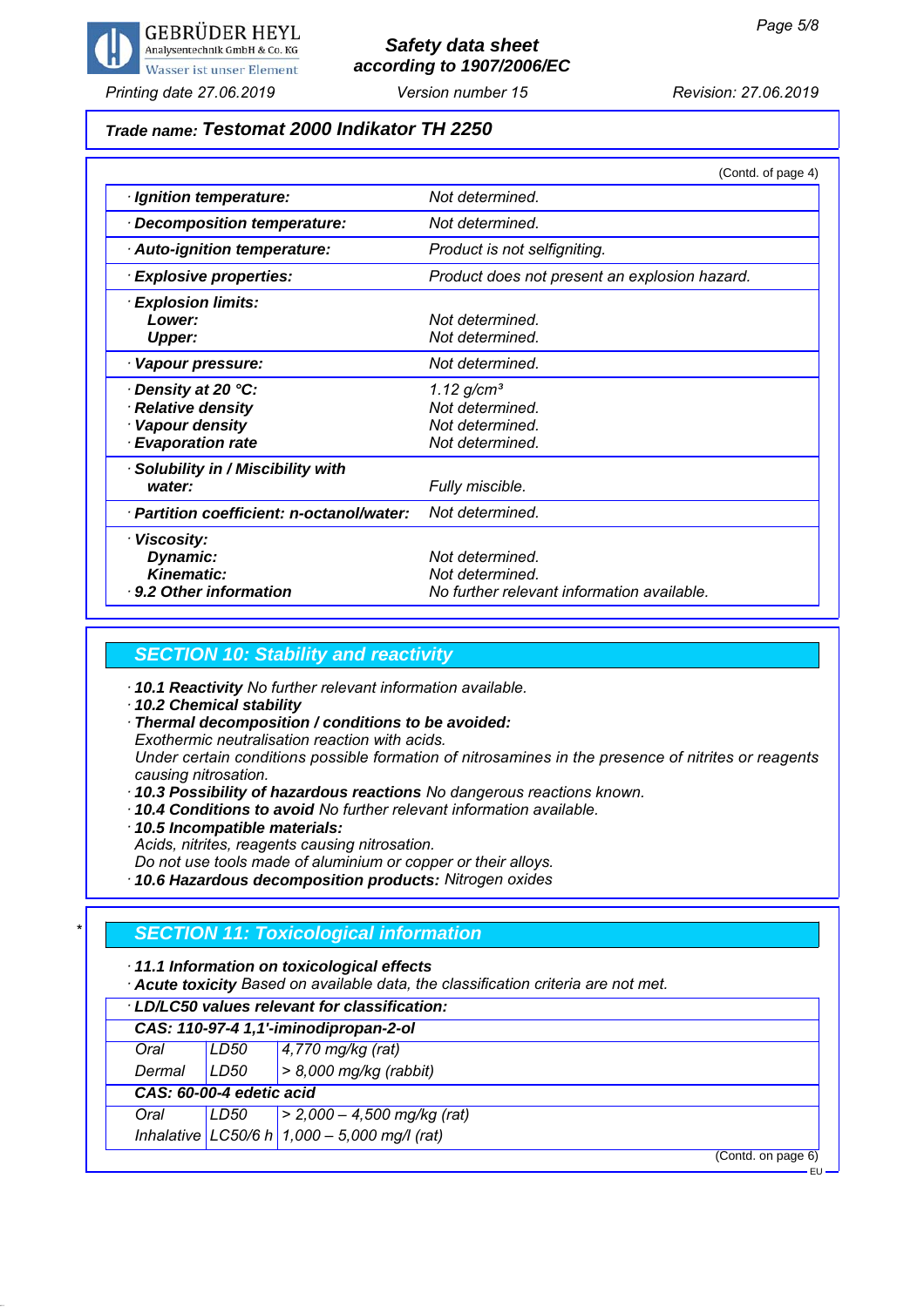**Trade name: Testomat 2000 Indikator TH 2250**

(Contd. of page 4)

| | |
|---|---|
| · **Ignition temperature:** | Not determined. |
| · **Decomposition temperature:** | Not determined. |
| · **Auto-ignition temperature:** | Product is not selfigniting. |
| · **Explosive properties:** | Product does not present an explosion hazard. |
| · **Explosion limits:** | |
| **Lower:** | Not determined. |
| **Upper:** | Not determined. |
| · **Vapour pressure:** | Not determined. |
| · **Density at 20 °C:** | 1.12 g/cm³ |
| · **Relative density** | Not determined. |
| · **Vapour density** | Not determined. |
| · **Evaporation rate** | Not determined. |
| · **Solubility in / Miscibility with water:** | Fully miscible. |
| · **Partition coefficient: n-octanol/water:** | Not determined. |
| · **Viscosity:** | |
| **Dynamic:** | Not determined. |
| **Kinematic:** | Not determined. |
| · **9.2 Other information** | No further relevant information available. |

## SECTION 10: Stability and reactivity

· **10.1 Reactivity** No further relevant information available.
· **10.2 Chemical stability**
· **Thermal decomposition / conditions to be avoided:**
Exothermic neutralisation reaction with acids.
Under certain conditions possible formation of nitrosamines in the presence of nitrites or reagents causing nitrosation.
· **10.3 Possibility of hazardous reactions** No dangerous reactions known.
· **10.4 Conditions to avoid** No further relevant information available.
· **10.5 Incompatible materials:**
Acids, nitrites, reagents causing nitrosation.
Do not use tools made of aluminium or copper or their alloys.
· **10.6 Hazardous decomposition products:** Nitrogen oxides

## SECTION 11: Toxicological information

· **11.1 Information on toxicological effects**
· **Acute toxicity** Based on available data, the classification criteria are not met.

| · **LD/LC50 values relevant for classification:** | | |
|---|---|---|
| **CAS: 110-97-4 1,1'-iminodipropan-2-ol** | | |
| Oral | LD50 | 4,770 mg/kg (rat) |
| Dermal | LD50 | > 8,000 mg/kg (rabbit) |
| **CAS: 60-00-4 edetic acid** | | |
| Oral | LD50 | > 2,000 – 4,500 mg/kg (rat) |
| Inhalative | LC50/6 h | 1,000 – 5,000 mg/l (rat) |

(Contd. on page 6)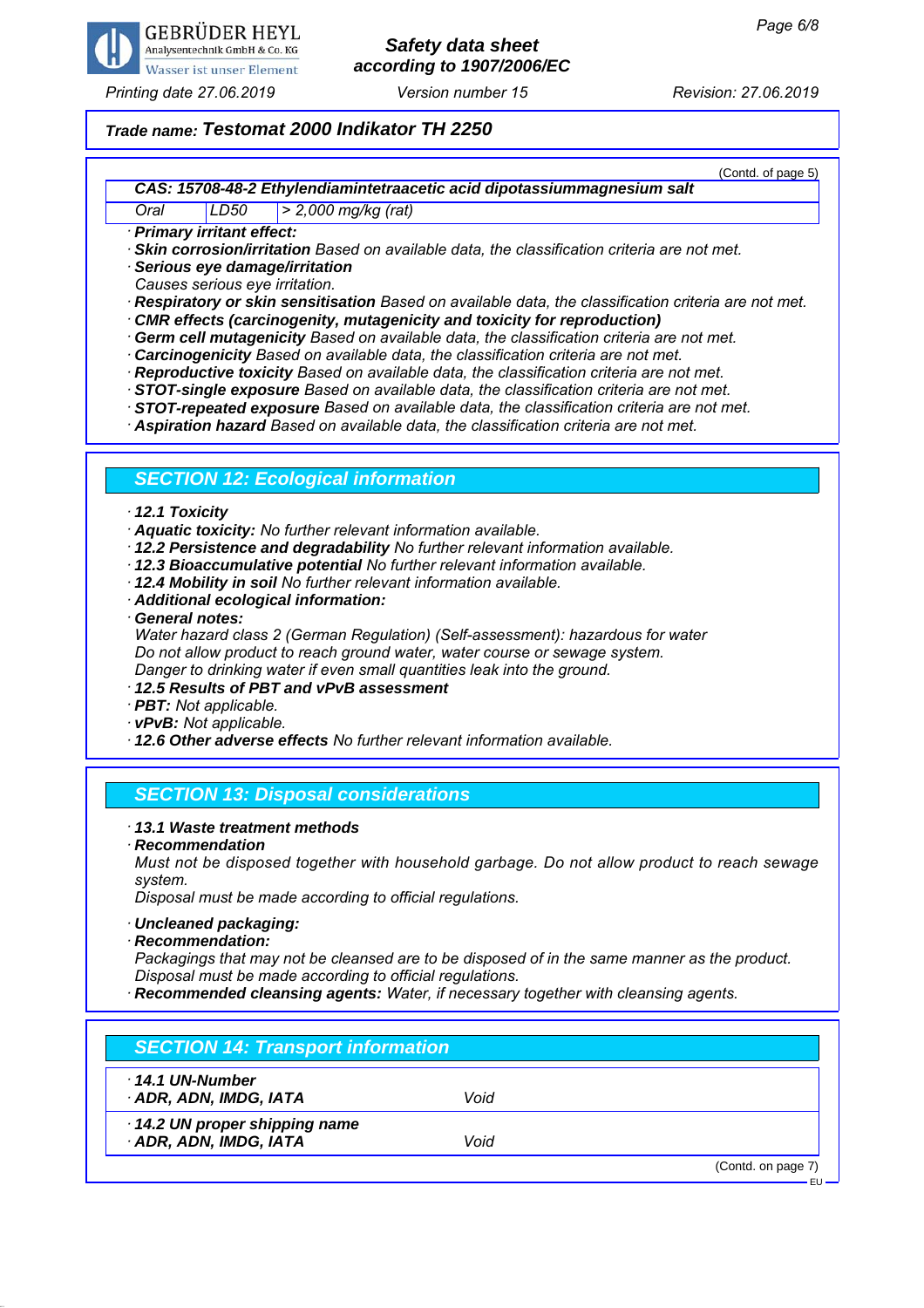**Trade name: Testomat 2000 Indikator TH 2250**

(Contd. of page 5)

| CAS: 15708-48-2 Ethylendiamintetraacetic acid dipotassiummagnesium salt | | |
|---|---|---|
| Oral | LD50 | > 2,000 mg/kg (rat) |

· **Primary irritant effect:**
· **Skin corrosion/irritation** Based on available data, the classification criteria are not met.
· **Serious eye damage/irritation**
Causes serious eye irritation.
· **Respiratory or skin sensitisation** Based on available data, the classification criteria are not met.
· **CMR effects (carcinogenity, mutagenicity and toxicity for reproduction)**
· **Germ cell mutagenicity** Based on available data, the classification criteria are not met.
· **Carcinogenicity** Based on available data, the classification criteria are not met.
· **Reproductive toxicity** Based on available data, the classification criteria are not met.
· **STOT-single exposure** Based on available data, the classification criteria are not met.
· **STOT-repeated exposure** Based on available data, the classification criteria are not met.
· **Aspiration hazard** Based on available data, the classification criteria are not met.

## SECTION 12: Ecological information

· **12.1 Toxicity**
· **Aquatic toxicity:** No further relevant information available.
· **12.2 Persistence and degradability** No further relevant information available.
· **12.3 Bioaccumulative potential** No further relevant information available.
· **12.4 Mobility in soil** No further relevant information available.
· **Additional ecological information:**
· **General notes:**
Water hazard class 2 (German Regulation) (Self-assessment): hazardous for water
Do not allow product to reach ground water, water course or sewage system.
Danger to drinking water if even small quantities leak into the ground.
· **12.5 Results of PBT and vPvB assessment**
· **PBT:** Not applicable.
· **vPvB:** Not applicable.
· **12.6 Other adverse effects** No further relevant information available.

## SECTION 13: Disposal considerations

· **13.1 Waste treatment methods**
· **Recommendation**
Must not be disposed together with household garbage. Do not allow product to reach sewage system.
Disposal must be made according to official regulations.

· **Uncleaned packaging:**
· **Recommendation:**
Packagings that may not be cleansed are to be disposed of in the same manner as the product.
Disposal must be made according to official regulations.
· **Recommended cleansing agents:** Water, if necessary together with cleansing agents.

## SECTION 14: Transport information

| | |
|---|---|
| · **14.1 UN-Number** | |
| · **ADR, ADN, IMDG, IATA** | Void |
| · **14.2 UN proper shipping name** | |
| · **ADR, ADN, IMDG, IATA** | Void |

(Contd. on page 7)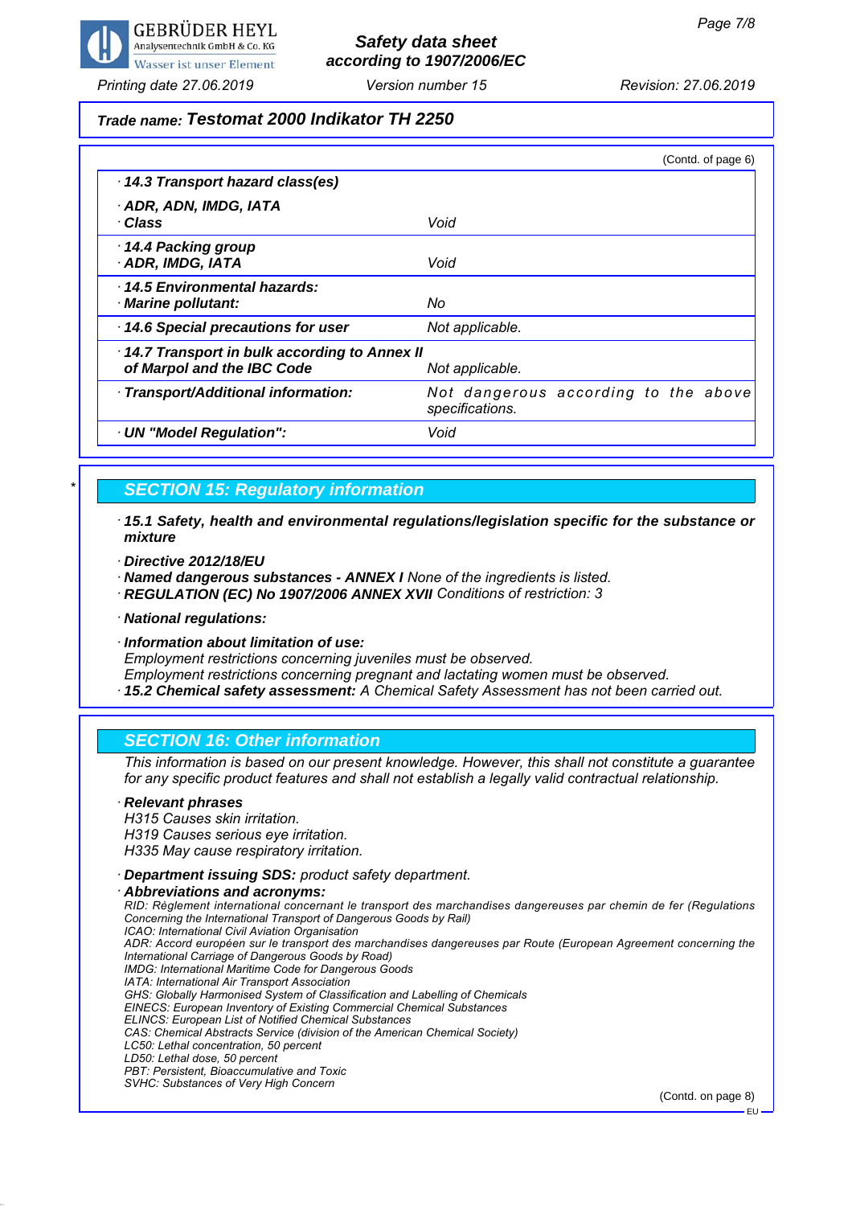Trade name: **Testomat 2000 Indikator TH 2250**

(Contd. of page 6)

| | |
|---|---|
| **· 14.3 Transport hazard class(es)** | |
| **· ADR, ADN, IMDG, IATA** | |
| **· Class** | Void |
| **· 14.4 Packing group** | |
| **· ADR, IMDG, IATA** | Void |
| **· 14.5 Environmental hazards:** | |
| **· Marine pollutant:** | No |
| **· 14.6 Special precautions for user** | Not applicable. |
| **· 14.7 Transport in bulk according to Annex II of Marpol and the IBC Code** | Not applicable. |
| **· Transport/Additional information:** | Not dangerous according to the above specifications. |
| **· UN "Model Regulation":** | Void |

## * SECTION 15: Regulatory information

**· 15.1 Safety, health and environmental regulations/legislation specific for the substance or mixture**

**· Directive 2012/18/EU**

**· Named dangerous substances - ANNEX I** None of the ingredients is listed.

**· REGULATION (EC) No 1907/2006 ANNEX XVII** Conditions of restriction: 3

**· National regulations:**

**· Information about limitation of use:**

Employment restrictions concerning juveniles must be observed.

Employment restrictions concerning pregnant and lactating women must be observed.

**· 15.2 Chemical safety assessment:** A Chemical Safety Assessment has not been carried out.

## SECTION 16: Other information

This information is based on our present knowledge. However, this shall not constitute a guarantee for any specific product features and shall not establish a legally valid contractual relationship.

**· Relevant phrases**

H315 Causes skin irritation.
H319 Causes serious eye irritation.
H335 May cause respiratory irritation.

**· Department issuing SDS:** product safety department.

**· Abbreviations and acronyms:**

RID: Règlement international concernant le transport des marchandises dangereuses par chemin de fer (Regulations Concerning the International Transport of Dangerous Goods by Rail)
ICAO: International Civil Aviation Organisation
ADR: Accord européen sur le transport des marchandises dangereuses par Route (European Agreement concerning the International Carriage of Dangerous Goods by Road)
IMDG: International Maritime Code for Dangerous Goods
IATA: International Air Transport Association
GHS: Globally Harmonised System of Classification and Labelling of Chemicals
EINECS: European Inventory of Existing Commercial Chemical Substances
ELINCS: European List of Notified Chemical Substances
CAS: Chemical Abstracts Service (division of the American Chemical Society)
LC50: Lethal concentration, 50 percent
LD50: Lethal dose, 50 percent
PBT: Persistent, Bioaccumulative and Toxic
SVHC: Substances of Very High Concern

(Contd. on page 8)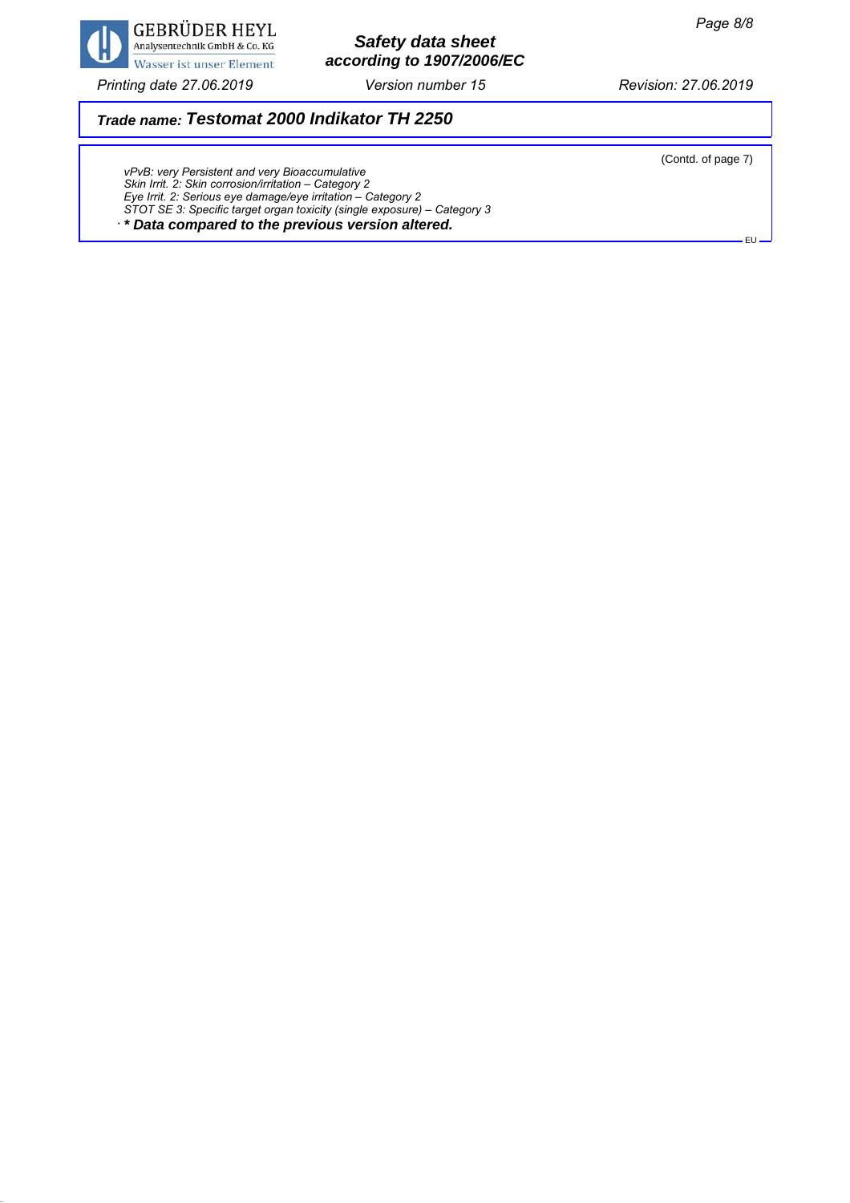*Trade name:* ***Testomat 2000 Indikator TH 2250***

(Contd. of page 7)

*vPvB: very Persistent and very Bioaccumulative*
*Skin Irrit. 2: Skin corrosion/irritation – Category 2*
*Eye Irrit. 2: Serious eye damage/eye irritation – Category 2*
*STOT SE 3: Specific target organ toxicity (single exposure) – Category 3*

· ***\* Data compared to the previous version altered.***

EU